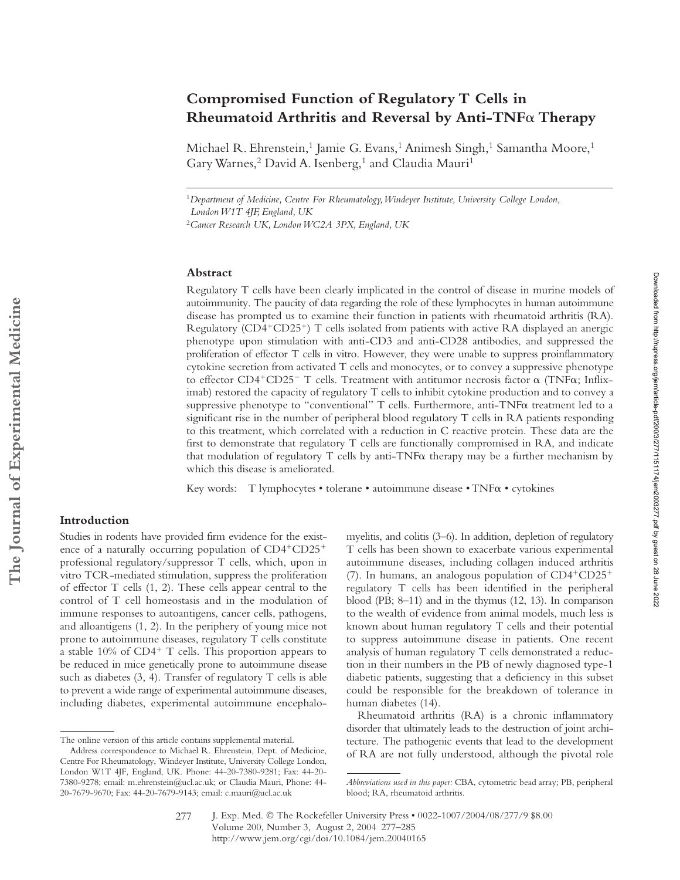# Compromised Function of Regulatory T Cells in Rheumatoid Arthritis and Reversal by Anti-TNFα Therapy

Michael R. Ehrenstein,[1] Jamie G. Evans,[1] Animesh Singh,[1] Samantha Moore,[1] Gary Warnes,[2] David A. Isenberg,[1] and Claudia Mauri[1]

[1]*Department of Medicine, Centre For Rheumatology, Windeyer Institute, University College London, London W1T 4JF, England, UK*

[2]*Cancer Research UK, London WC2A 3PX, England, UK*

## Abstract

Regulatory T cells have been clearly implicated in the control of disease in murine models of autoimmunity. The paucity of data regarding the role of these lymphocytes in human autoimmune disease has prompted us to examine their function in patients with rheumatoid arthritis (RA). Regulatory ($CD4^+CD25^+$) T cells isolated from patients with active RA displayed an anergic phenotype upon stimulation with anti-CD3 and anti-CD28 antibodies, and suppressed the proliferation of effector T cells in vitro. However, they were unable to suppress proinflammatory cytokine secretion from activated T cells and monocytes, or to convey a suppressive phenotype to effector $CD4^+CD25^-$ T cells. Treatment with antitumor necrosis factor α (TNFα; Infliximab) restored the capacity of regulatory T cells to inhibit cytokine production and to convey a suppressive phenotype to "conventional" T cells. Furthermore, anti-TNFα treatment led to a significant rise in the number of peripheral blood regulatory T cells in RA patients responding to this treatment, which correlated with a reduction in C reactive protein. These data are the first to demonstrate that regulatory T cells are functionally compromised in RA, and indicate that modulation of regulatory T cells by anti-TNFα therapy may be a further mechanism by which this disease is ameliorated.

Key words: T lymphocytes • tolerane • autoimmune disease • TNFα • cytokines

## Introduction

Studies in rodents have provided firm evidence for the existence of a naturally occurring population of $CD4^+CD25^+$ professional regulatory/suppressor T cells, which, upon in vitro TCR-mediated stimulation, suppress the proliferation of effector T cells (1, 2). These cells appear central to the control of T cell homeostasis and in the modulation of immune responses to autoantigens, cancer cells, pathogens, and alloantigens (1, 2). In the periphery of young mice not prone to autoimmune diseases, regulatory T cells constitute a stable 10% of $CD4^+$ T cells. This proportion appears to be reduced in mice genetically prone to autoimmune disease such as diabetes (3, 4). Transfer of regulatory T cells is able to prevent a wide range of experimental autoimmune diseases, including diabetes, experimental autoimmune encephalomyelitis, and colitis (3–6). In addition, depletion of regulatory T cells has been shown to exacerbate various experimental autoimmune diseases, including collagen induced arthritis (7). In humans, an analogous population of $CD4^+CD25^+$ regulatory T cells has been identified in the peripheral blood (PB; 8–11) and in the thymus (12, 13). In comparison to the wealth of evidence from animal models, much less is known about human regulatory T cells and their potential to suppress autoimmune disease in patients. One recent analysis of human regulatory T cells demonstrated a reduction in their numbers in the PB of newly diagnosed type-1 diabetic patients, suggesting that a deficiency in this subset could be responsible for the breakdown of tolerance in human diabetes (14).

Rheumatoid arthritis (RA) is a chronic inflammatory disorder that ultimately leads to the destruction of joint architecture. The pathogenic events that lead to the development of RA are not fully understood, although the pivotal role

The online version of this article contains supplemental material.

Address correspondence to Michael R. Ehrenstein, Dept. of Medicine, Centre For Rheumatology, Windeyer Institute, University College London, London W1T 4JF, England, UK. Phone: 44-20-7380-9281; Fax: 44-20-7380-9278; email: m.ehrenstein@ucl.ac.uk; or Claudia Mauri, Phone: 44-20-7679-9670; Fax: 44-20-7679-9143; email: c.mauri@ucl.ac.uk

*Abbreviations used in this paper:* CBA, cytometric bead array; PB, peripheral blood; RA, rheumatoid arthritis.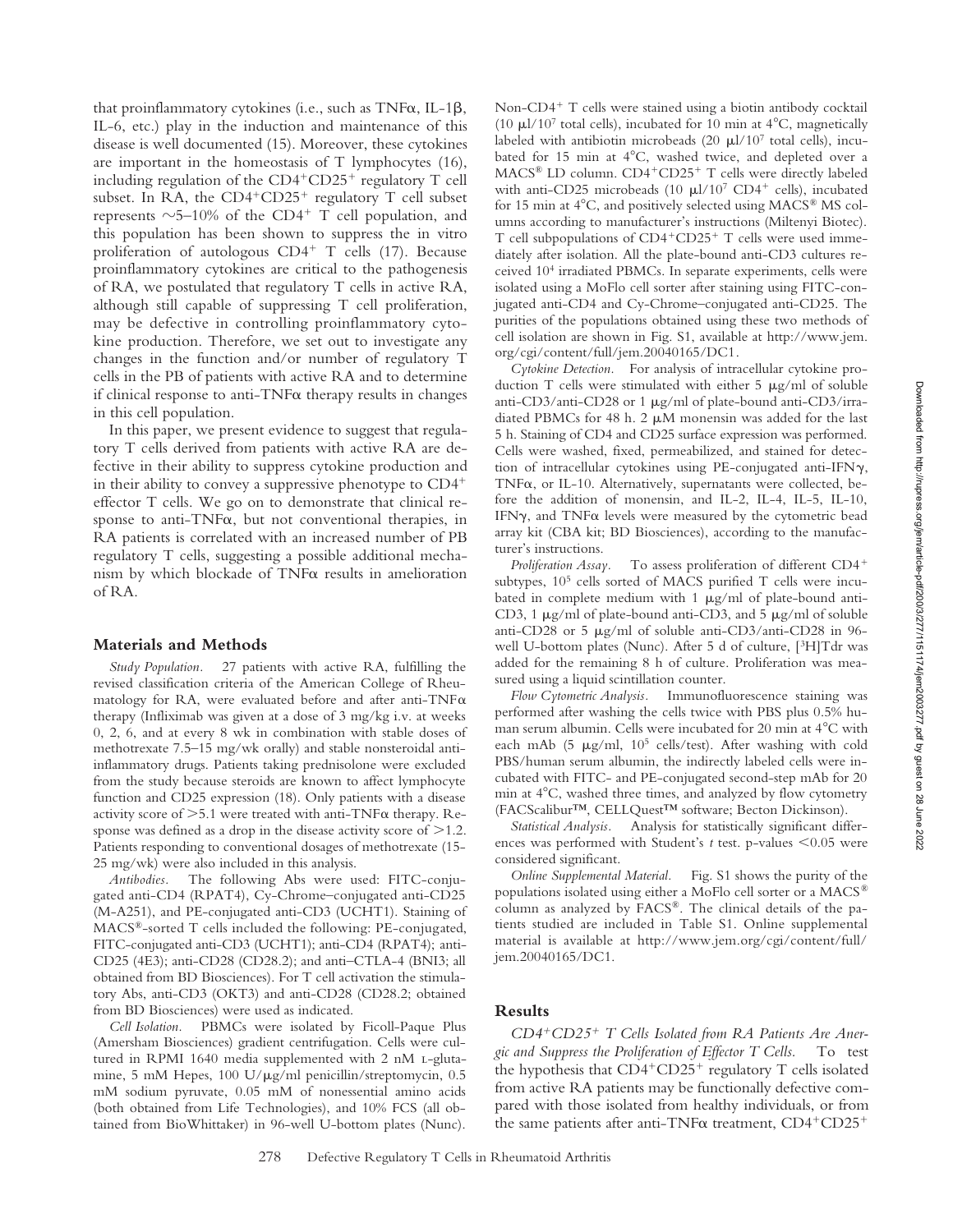that proinflammatory cytokines (i.e., such as TNFα, IL-1β, IL-6, etc.) play in the induction and maintenance of this disease is well documented (15). Moreover, these cytokines are important in the homeostasis of T lymphocytes (16), including regulation of the CD4+CD25+ regulatory T cell subset. In RA, the CD4+CD25+ regulatory T cell subset represents ~5–10% of the CD4+ T cell population, and this population has been shown to suppress the in vitro proliferation of autologous CD4+ T cells (17). Because proinflammatory cytokines are critical to the pathogenesis of RA, we postulated that regulatory T cells in active RA, although still capable of suppressing T cell proliferation, may be defective in controlling proinflammatory cytokine production. Therefore, we set out to investigate any changes in the function and/or number of regulatory T cells in the PB of patients with active RA and to determine if clinical response to anti-TNFα therapy results in changes in this cell population.

In this paper, we present evidence to suggest that regulatory T cells derived from patients with active RA are defective in their ability to suppress cytokine production and in their ability to convey a suppressive phenotype to CD4+ effector T cells. We go on to demonstrate that clinical response to anti-TNFα, but not conventional therapies, in RA patients is correlated with an increased number of PB regulatory T cells, suggesting a possible additional mechanism by which blockade of TNFα results in amelioration of RA.

## Materials and Methods

*Study Population.* 27 patients with active RA, fulfilling the revised classification criteria of the American College of Rheumatology for RA, were evaluated before and after anti-TNFα therapy (Infliximab was given at a dose of 3 mg/kg i.v. at weeks 0, 2, 6, and at every 8 wk in combination with stable doses of methotrexate 7.5–15 mg/wk orally) and stable nonsteroidal anti-inflammatory drugs. Patients taking prednisolone were excluded from the study because steroids are known to affect lymphocyte function and CD25 expression (18). Only patients with a disease activity score of >5.1 were treated with anti-TNFα therapy. Response was defined as a drop in the disease activity score of >1.2. Patients responding to conventional dosages of methotrexate (15-25 mg/wk) were also included in this analysis.

*Antibodies.* The following Abs were used: FITC-conjugated anti-CD4 (RPAT4), Cy-Chrome–conjugated anti-CD25 (M-A251), and PE-conjugated anti-CD3 (UCHT1). Staining of MACS®-sorted T cells included the following: PE-conjugated, FITC-conjugated anti-CD3 (UCHT1); anti-CD4 (RPAT4); anti-CD25 (4E3); anti-CD28 (CD28.2); and anti–CTLA-4 (BNI3; all obtained from BD Biosciences). For T cell activation the stimulatory Abs, anti-CD3 (OKT3) and anti-CD28 (CD28.2; obtained from BD Biosciences) were used as indicated.

*Cell Isolation.* PBMCs were isolated by Ficoll-Paque Plus (Amersham Biosciences) gradient centrifugation. Cells were cultured in RPMI 1640 media supplemented with 2 nM L-glutamine, 5 mM Hepes, 100 U/μg/ml penicillin/streptomycin, 0.5 mM sodium pyruvate, 0.05 mM of nonessential amino acids (both obtained from Life Technologies), and 10% FCS (all obtained from BioWhittaker) in 96-well U-bottom plates (Nunc). Non-CD4+ T cells were stained using a biotin antibody cocktail (10 μl/$10^7$ total cells), incubated for 10 min at 4°C, magnetically labeled with antibiotin microbeads (20 μl/$10^7$ total cells), incubated for 15 min at 4°C, washed twice, and depleted over a MACS® LD column. CD4+CD25+ T cells were directly labeled with anti-CD25 microbeads (10 μl/$10^7$ CD4+ cells), incubated for 15 min at 4°C, and positively selected using MACS® MS columns according to manufacturer's instructions (Miltenyi Biotec). T cell subpopulations of CD4+CD25+ T cells were used immediately after isolation. All the plate-bound anti-CD3 cultures received $10^4$ irradiated PBMCs. In separate experiments, cells were isolated using a MoFlo cell sorter after staining using FITC-conjugated anti-CD4 and Cy-Chrome–conjugated anti-CD25. The purities of the populations obtained using these two methods of cell isolation are shown in Fig. S1, available at http://www.jem.org/cgi/content/full/jem.20040165/DC1.

*Cytokine Detection.* For analysis of intracellular cytokine production T cells were stimulated with either 5 μg/ml of soluble anti-CD3/anti-CD28 or 1 μg/ml of plate-bound anti-CD3/irradiated PBMCs for 48 h. 2 μM monensin was added for the last 5 h. Staining of CD4 and CD25 surface expression was performed. Cells were washed, fixed, permeabilized, and stained for detection of intracellular cytokines using PE-conjugated anti-IFNγ, TNFα, or IL-10. Alternatively, supernatants were collected, before the addition of monensin, and IL-2, IL-4, IL-5, IL-10, IFNγ, and TNFα levels were measured by the cytometric bead array kit (CBA kit; BD Biosciences), according to the manufacturer's instructions.

*Proliferation Assay.* To assess proliferation of different CD4+ subtypes, $10^5$ cells sorted of MACS purified T cells were incubated in complete medium with 1 μg/ml of plate-bound anti-CD3, 1 μg/ml of plate-bound anti-CD3, and 5 μg/ml of soluble anti-CD28 or 5 μg/ml of soluble anti-CD3/anti-CD28 in 96-well U-bottom plates (Nunc). After 5 d of culture, [3H]Tdr was added for the remaining 8 h of culture. Proliferation was measured using a liquid scintillation counter.

*Flow Cytometric Analysis.* Immunofluorescence staining was performed after washing the cells twice with PBS plus 0.5% human serum albumin. Cells were incubated for 20 min at 4°C with each mAb (5 μg/ml, $10^5$ cells/test). After washing with cold PBS/human serum albumin, the indirectly labeled cells were incubated with FITC- and PE-conjugated second-step mAb for 20 min at 4°C, washed three times, and analyzed by flow cytometry (FACScalibur™, CELLQuest™ software; Becton Dickinson).

*Statistical Analysis.* Analysis for statistically significant differences was performed with Student's *t* test. p-values <0.05 were considered significant.

*Online Supplemental Material.* Fig. S1 shows the purity of the populations isolated using either a MoFlo cell sorter or a MACS® column as analyzed by FACS®. The clinical details of the patients studied are included in Table S1. Online supplemental material is available at http://www.jem.org/cgi/content/full/jem.20040165/DC1.

## Results

*CD4+CD25+ T Cells Isolated from RA Patients Are Anergic and Suppress the Proliferation of Effector T Cells.* To test the hypothesis that CD4+CD25+ regulatory T cells isolated from active RA patients may be functionally defective compared with those isolated from healthy individuals, or from the same patients after anti-TNFα treatment, CD4+CD25+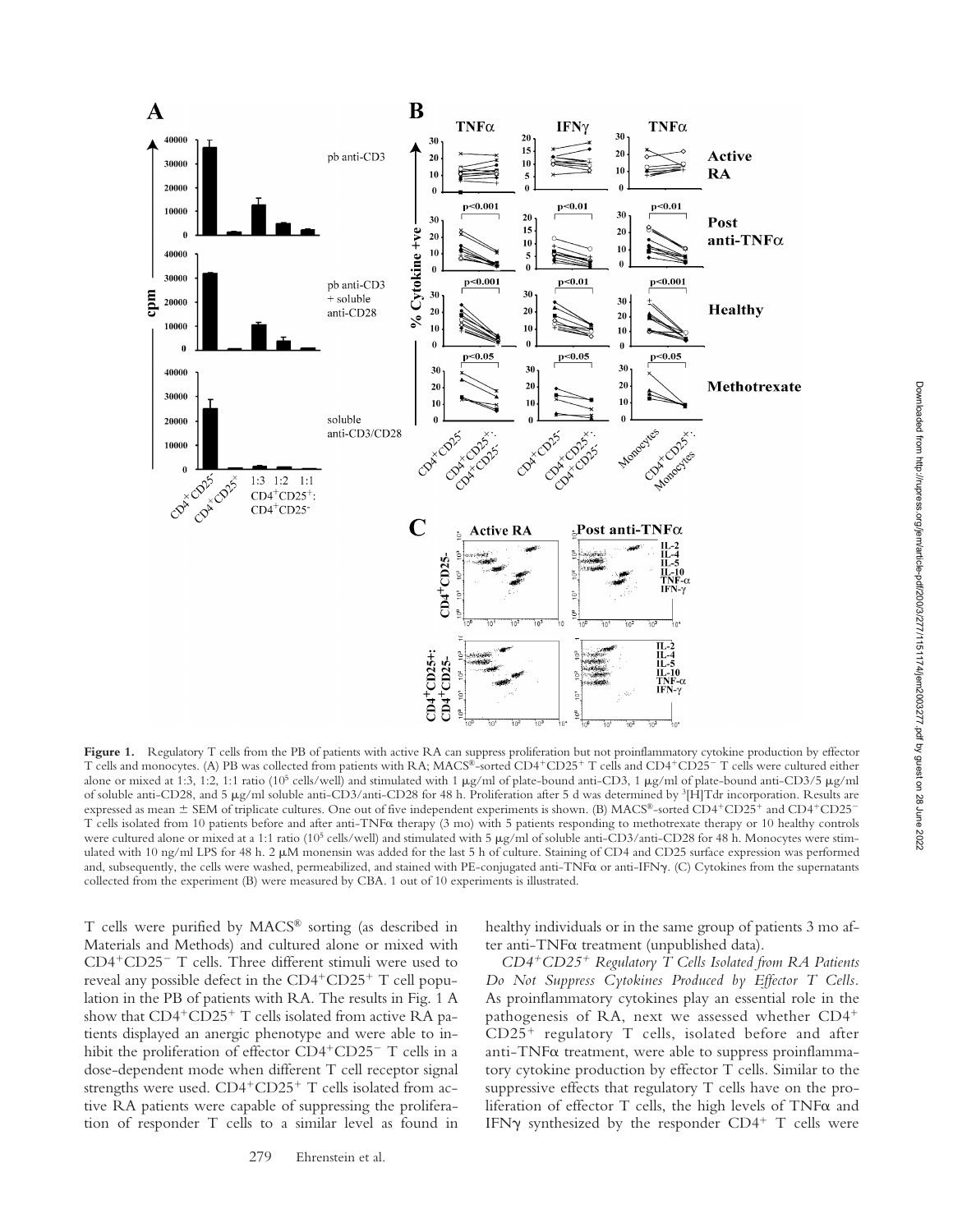**Figure 1.** Regulatory T cells from the PB of patients with active RA can suppress proliferation but not proinflammatory cytokine production by effector T cells and monocytes. (A) PB was collected from patients with RA; MACS®-sorted CD4$^+$CD25$^+$ T cells and CD4$^+$CD25$^-$ T cells were cultured either alone or mixed at 1:3, 1:2, 1:1 ratio ($10^5$ cells/well) and stimulated with 1 μg/ml of plate-bound anti-CD3, 1 μg/ml of plate-bound anti-CD3/5 μg/ml of soluble anti-CD28, and 5 μg/ml soluble anti-CD3/anti-CD28 for 48 h. Proliferation after 5 d was determined by $^3$[H]Tdr incorporation. Results are expressed as mean ± SEM of triplicate cultures. One out of five independent experiments is shown. (B) MACS®-sorted CD4$^+$CD25$^+$ and CD4$^+$CD25$^-$ T cells isolated from 10 patients before and after anti-TNFα therapy (3 mo) with 5 patients responding to methotrexate therapy or 10 healthy controls were cultured alone or mixed at a 1:1 ratio ($10^5$ cells/well) and stimulated with 5 μg/ml of soluble anti-CD3/anti-CD28 for 48 h. Monocytes were stimulated with 10 ng/ml LPS for 48 h. 2 μM monensin was added for the last 5 h of culture. Staining of CD4 and CD25 surface expression was performed and, subsequently, the cells were washed, permeabilized, and stained with PE-conjugated anti-TNFα or anti-IFNγ. (C) Cytokines from the supernatants collected from the experiment (B) were measured by CBA. 1 out of 10 experiments is illustrated.

T cells were purified by MACS® sorting (as described in Materials and Methods) and cultured alone or mixed with CD4$^+$CD25$^-$ T cells. Three different stimuli were used to reveal any possible defect in the CD4$^+$CD25$^+$ T cell population in the PB of patients with RA. The results in Fig. 1 A show that CD4$^+$CD25$^+$ T cells isolated from active RA patients displayed an anergic phenotype and were able to inhibit the proliferation of effector CD4$^+$CD25$^-$ T cells in a dose-dependent mode when different T cell receptor signal strengths were used. CD4$^+$CD25$^+$ T cells isolated from active RA patients were capable of suppressing the proliferation of responder T cells to a similar level as found in healthy individuals or in the same group of patients 3 mo after anti-TNFα treatment (unpublished data).

*CD4$^+$CD25$^+$ Regulatory T Cells Isolated from RA Patients Do Not Suppress Cytokines Produced by Effector T Cells.* As proinflammatory cytokines play an essential role in the pathogenesis of RA, next we assessed whether CD4$^+$CD25$^+$ regulatory T cells, isolated before and after anti-TNFα treatment, were able to suppress proinflammatory cytokine production by effector T cells. Similar to the suppressive effects that regulatory T cells have on the proliferation of effector T cells, the high levels of TNFα and IFNγ synthesized by the responder CD4$^+$ T cells were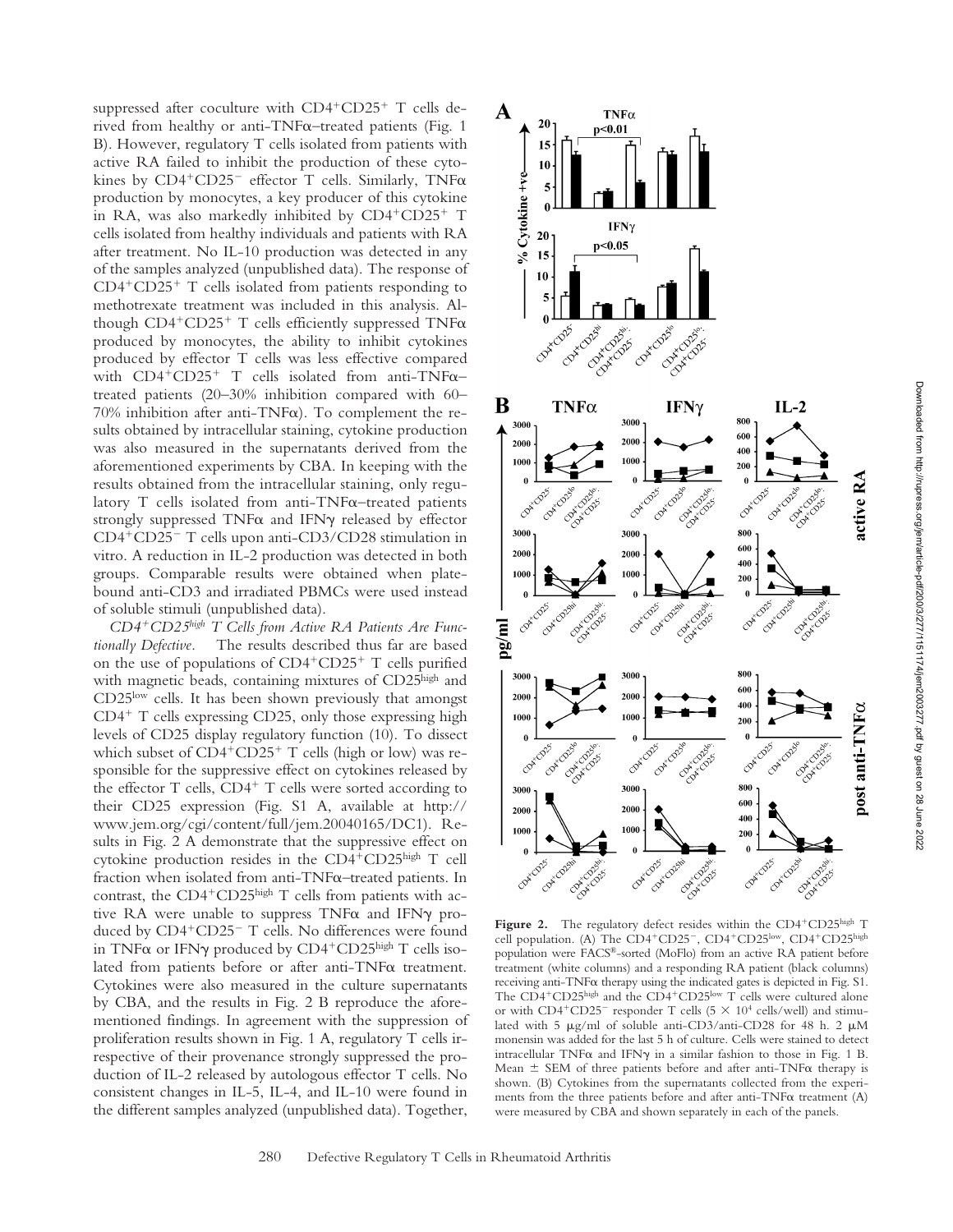suppressed after coculture with CD4+CD25+ T cells derived from healthy or anti-TNFα–treated patients (Fig. 1 B). However, regulatory T cells isolated from patients with active RA failed to inhibit the production of these cytokines by CD4+CD25− effector T cells. Similarly, TNFα production by monocytes, a key producer of this cytokine in RA, was also markedly inhibited by CD4+CD25+ T cells isolated from healthy individuals and patients with RA after treatment. No IL-10 production was detected in any of the samples analyzed (unpublished data). The response of CD4+CD25+ T cells isolated from patients responding to methotrexate treatment was included in this analysis. Although CD4+CD25+ T cells efficiently suppressed TNFα produced by monocytes, the ability to inhibit cytokines produced by effector T cells was less effective compared with CD4+CD25+ T cells isolated from anti-TNFα–treated patients (20–30% inhibition compared with 60–70% inhibition after anti-TNFα). To complement the results obtained by intracellular staining, cytokine production was also measured in the supernatants derived from the aforementioned experiments by CBA. In keeping with the results obtained from the intracellular staining, only regulatory T cells isolated from anti-TNFα–treated patients strongly suppressed TNFα and IFNγ released by effector CD4+CD25− T cells upon anti-CD3/CD28 stimulation in vitro. A reduction in IL-2 production was detected in both groups. Comparable results were obtained when plate-bound anti-CD3 and irradiated PBMCs were used instead of soluble stimuli (unpublished data).

*CD4+CD25high T Cells from Active RA Patients Are Functionally Defective.* The results described thus far are based on the use of populations of CD4+CD25+ T cells purified with magnetic beads, containing mixtures of CD25high and CD25low cells. It has been shown previously that amongst CD4+ T cells expressing CD25, only those expressing high levels of CD25 display regulatory function (10). To dissect which subset of CD4+CD25+ T cells (high or low) was responsible for the suppressive effect on cytokines released by the effector T cells, CD4+ T cells were sorted according to their CD25 expression (Fig. S1 A, available at http://www.jem.org/cgi/content/full/jem.20040165/DC1). Results in Fig. 2 A demonstrate that the suppressive effect on cytokine production resides in the CD4+CD25high T cell fraction when isolated from anti-TNFα–treated patients. In contrast, the CD4+CD25high T cells from patients with active RA were unable to suppress TNFα and IFNγ produced by CD4+CD25− T cells. No differences were found in TNFα or IFNγ produced by CD4+CD25high T cells isolated from patients before or after anti-TNFα treatment. Cytokines were also measured in the culture supernatants by CBA, and the results in Fig. 2 B reproduce the aforementioned findings. In agreement with the suppression of proliferation results shown in Fig. 1 A, regulatory T cells irrespective of their provenance strongly suppressed the production of IL-2 released by autologous effector T cells. No consistent changes in IL-5, IL-4, and IL-10 were found in the different samples analyzed (unpublished data). Together,

**Figure 2.** The regulatory defect resides within the CD4+CD25high T cell population. (A) The CD4+CD25−, CD4+CD25low, CD4+CD25high population were FACS®-sorted (MoFlo) from an active RA patient before treatment (white columns) and a responding RA patient (black columns) receiving anti-TNFα therapy using the indicated gates is depicted in Fig. S1. The CD4+CD25high and the CD4+CD25low T cells were cultured alone or with CD4+CD25− responder T cells ($5 \times 10^4$ cells/well) and stimulated with 5 μg/ml of soluble anti-CD3/anti-CD28 for 48 h. 2 μM monensin was added for the last 5 h of culture. Cells were stained to detect intracellular TNFα and IFNγ in a similar fashion to those in Fig. 1 B. Mean ± SEM of three patients before and after anti-TNFα therapy is shown. (B) Cytokines from the supernatants collected from the experiments from the three patients before and after anti-TNFα treatment (A) were measured by CBA and shown separately in each of the panels.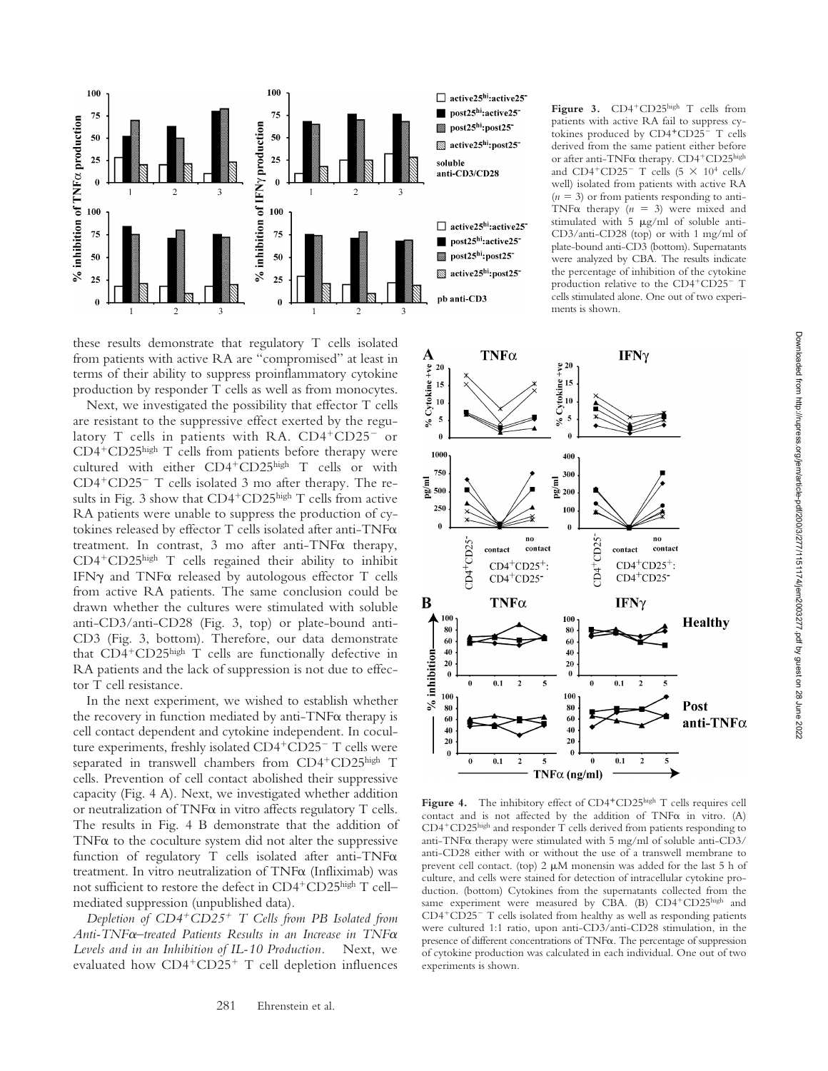**Figure 3.** $CD4^+CD25^{high}$ T cells from patients with active RA fail to suppress cytokines produced by $CD4^+CD25^-$ T cells derived from the same patient either before or after anti-TNFα therapy. $CD4^+CD25^{high}$ and $CD4^+CD25^-$ T cells ($5 \times 10^4$ cells/well) isolated from patients with active RA ($n = 3$) or from patients responding to anti-TNFα therapy ($n = 3$) were mixed and stimulated with 5 μg/ml of soluble anti-CD3/anti-CD28 (top) or with 1 mg/ml of plate-bound anti-CD3 (bottom). Supernatants were analyzed by CBA. The results indicate the percentage of inhibition of the cytokine production relative to the $CD4^+CD25^-$ T cells stimulated alone. One out of two experiments is shown.

these results demonstrate that regulatory T cells isolated from patients with active RA are "compromised" at least in terms of their ability to suppress proinflammatory cytokine production by responder T cells as well as from monocytes.

Next, we investigated the possibility that effector T cells are resistant to the suppressive effect exerted by the regulatory T cells in patients with RA. $CD4^+CD25^-$ or $CD4^+CD25^{high}$ T cells from patients before therapy were cultured with either $CD4^+CD25^{high}$ T cells or with $CD4^+CD25^-$ T cells isolated 3 mo after therapy. The results in Fig. 3 show that $CD4^+CD25^{high}$ T cells from active RA patients were unable to suppress the production of cytokines released by effector T cells isolated after anti-TNFα treatment. In contrast, 3 mo after anti-TNFα therapy, $CD4^+CD25^{high}$ T cells regained their ability to inhibit IFNγ and TNFα released by autologous effector T cells from active RA patients. The same conclusion could be drawn whether the cultures were stimulated with soluble anti-CD3/anti-CD28 (Fig. 3, top) or plate-bound anti-CD3 (Fig. 3, bottom). Therefore, our data demonstrate that $CD4^+CD25^{high}$ T cells are functionally defective in RA patients and the lack of suppression is not due to effector T cell resistance.

In the next experiment, we wished to establish whether the recovery in function mediated by anti-TNFα therapy is cell contact dependent and cytokine independent. In coculture experiments, freshly isolated $CD4^+CD25^-$ T cells were separated in transwell chambers from $CD4^+CD25^{high}$ T cells. Prevention of cell contact abolished their suppressive capacity (Fig. 4 A). Next, we investigated whether addition or neutralization of TNFα in vitro affects regulatory T cells. The results in Fig. 4 B demonstrate that the addition of TNFα to the coculture system did not alter the suppressive function of regulatory T cells isolated after anti-TNFα treatment. In vitro neutralization of TNFα (Infliximab) was not sufficient to restore the defect in $CD4^+CD25^{high}$ T cell–mediated suppression (unpublished data).

*Depletion of $CD4^+CD25^+$ T Cells from PB Isolated from Anti-TNFα–treated Patients Results in an Increase in TNFα Levels and in an Inhibition of IL-10 Production.* Next, we evaluated how $CD4^+CD25^+$ T cell depletion influences

**Figure 4.** The inhibitory effect of $CD4^+CD25^{high}$ T cells requires cell contact and is not affected by the addition of TNFα in vitro. (A) $CD4^+CD25^{high}$ and responder T cells derived from patients responding to anti-TNFα therapy were stimulated with 5 mg/ml of soluble anti-CD3/anti-CD28 either with or without the use of a transwell membrane to prevent cell contact. (top) 2 μM monensin was added for the last 5 h of culture, and cells were stained for detection of intracellular cytokine production. (bottom) Cytokines from the supernatants collected from the same experiment were measured by CBA. (B) $CD4^+CD25^{high}$ and $CD4^+CD25^-$ T cells isolated from healthy as well as responding patients were cultured 1:1 ratio, upon anti-CD3/anti-CD28 stimulation, in the presence of different concentrations of TNFα. The percentage of suppression of cytokine production was calculated in each individual. One out of two experiments is shown.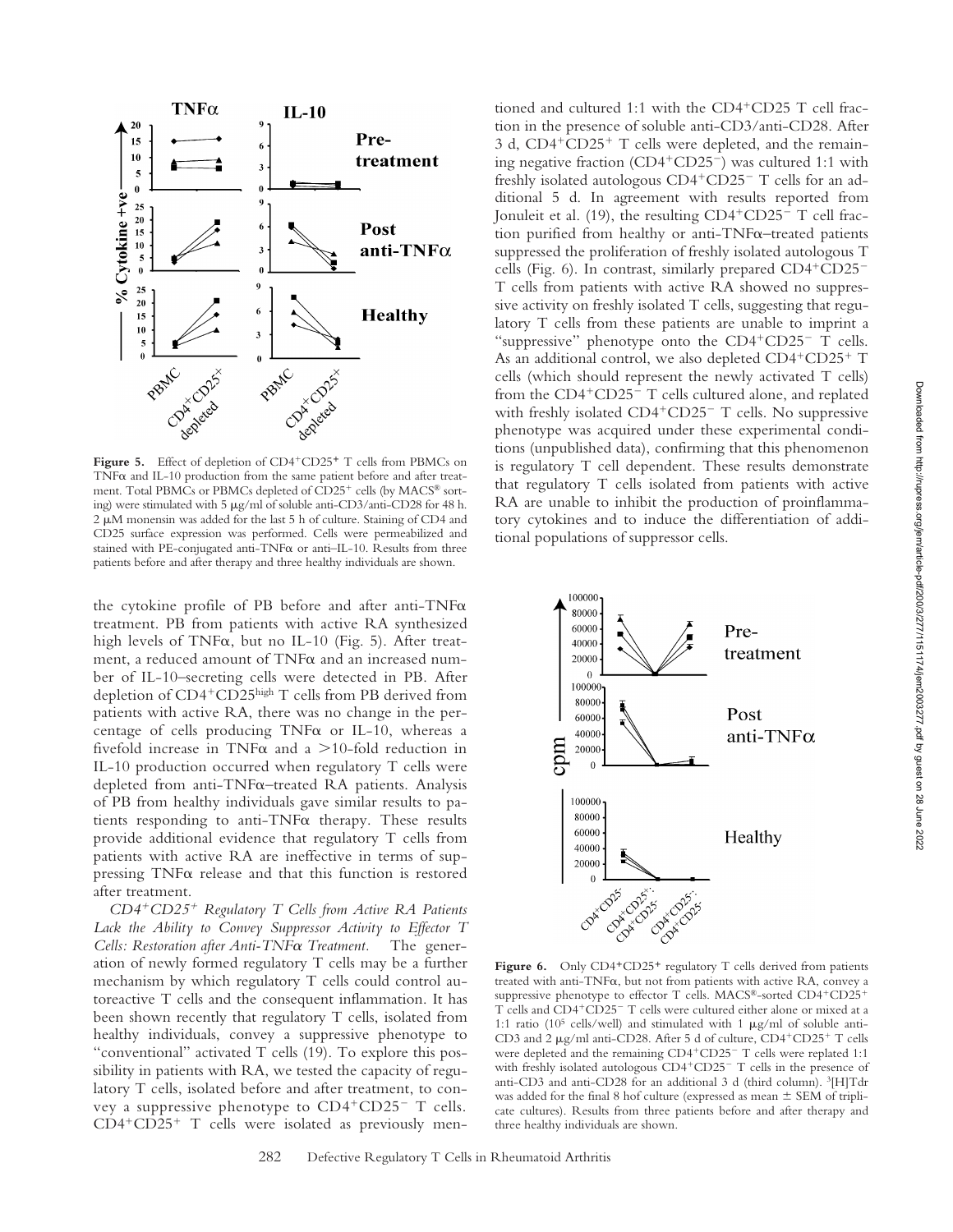**Figure 5.** Effect of depletion of CD4+CD25+ T cells from PBMCs on TNFα and IL-10 production from the same patient before and after treatment. Total PBMCs or PBMCs depleted of CD25+ cells (by MACS® sorting) were stimulated with 5 μg/ml of soluble anti-CD3/anti-CD28 for 48 h. 2 μM monensin was added for the last 5 h of culture. Staining of CD4 and CD25 surface expression was performed. Cells were permeabilized and stained with PE-conjugated anti-TNFα or anti–IL-10. Results from three patients before and after therapy and three healthy individuals are shown.

the cytokine profile of PB before and after anti-TNFα treatment. PB from patients with active RA synthesized high levels of TNFα, but no IL-10 (Fig. 5). After treatment, a reduced amount of TNFα and an increased number of IL-10–secreting cells were detected in PB. After depletion of $CD4^+CD25^{high}$ T cells from PB derived from patients with active RA, there was no change in the percentage of cells producing TNFα or IL-10, whereas a fivefold increase in TNFα and a >10-fold reduction in IL-10 production occurred when regulatory T cells were depleted from anti-TNFα–treated RA patients. Analysis of PB from healthy individuals gave similar results to patients responding to anti-TNFα therapy. These results provide additional evidence that regulatory T cells from patients with active RA are ineffective in terms of suppressing TNFα release and that this function is restored after treatment.

*$CD4^+CD25^+$ Regulatory T Cells from Active RA Patients Lack the Ability to Convey Suppressor Activity to Effector T Cells: Restoration after Anti-TNFα Treatment.* The generation of newly formed regulatory T cells may be a further mechanism by which regulatory T cells could control autoreactive T cells and the consequent inflammation. It has been shown recently that regulatory T cells, isolated from healthy individuals, convey a suppressive phenotype to "conventional" activated T cells (19). To explore this possibility in patients with RA, we tested the capacity of regulatory T cells, isolated before and after treatment, to convey a suppressive phenotype to $CD4^+CD25^-$ T cells. $CD4^+CD25^+$ T cells were isolated as previously mentioned and cultured 1:1 with the CD4+CD25 T cell fraction in the presence of soluble anti-CD3/anti-CD28. After 3 d, $CD4^+CD25^+$ T cells were depleted, and the remaining negative fraction ($CD4^+CD25^-$) was cultured 1:1 with freshly isolated autologous $CD4^+CD25^-$ T cells for an additional 5 d. In agreement with results reported from Jonuleit et al. (19), the resulting $CD4^+CD25^-$ T cell fraction purified from healthy or anti-TNFα–treated patients suppressed the proliferation of freshly isolated autologous T cells (Fig. 6). In contrast, similarly prepared $CD4^+CD25^-$ T cells from patients with active RA showed no suppressive activity on freshly isolated T cells, suggesting that regulatory T cells from these patients are unable to imprint a "suppressive" phenotype onto the $CD4^+CD25^-$ T cells. As an additional control, we also depleted $CD4^+CD25^+$ T cells (which should represent the newly activated T cells) from the $CD4^+CD25^-$ T cells cultured alone, and replated with freshly isolated $CD4^+CD25^-$ T cells. No suppressive phenotype was acquired under these experimental conditions (unpublished data), confirming that this phenomenon is regulatory T cell dependent. These results demonstrate that regulatory T cells isolated from patients with active RA are unable to inhibit the production of proinflammatory cytokines and to induce the differentiation of additional populations of suppressor cells.

**Figure 6.** Only CD4+CD25+ regulatory T cells derived from patients treated with anti-TNFα, but not from patients with active RA, convey a suppressive phenotype to effector T cells. MACS®-sorted $CD4^+CD25^+$ T cells and $CD4^+CD25^-$ T cells were cultured either alone or mixed at a 1:1 ratio ($10^5$ cells/well) and stimulated with 1 μg/ml of soluble anti-CD3 and 2 μg/ml anti-CD28. After 5 d of culture, $CD4^+CD25^+$ T cells were depleted and the remaining $CD4^+CD25^-$ T cells were replated 1:1 with freshly isolated autologous $CD4^+CD25^-$ T cells in the presence of anti-CD3 and anti-CD28 for an additional 3 d (third column). $^3$[H]Tdr was added for the final 8 h of culture (expressed as mean ± SEM of triplicate cultures). Results from three patients before and after therapy and three healthy individuals are shown.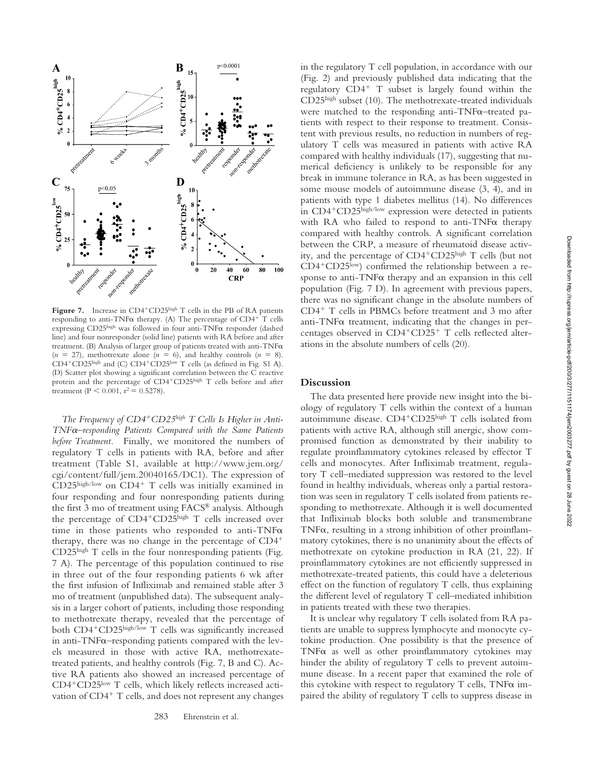**Figure 7.** Increase in $CD4^+CD25^{high}$ T cells in the PB of RA patients responding to anti-TNFα therapy. (A) The percentage of $CD4^+$ T cells expressing $CD25^{high}$ was followed in four anti-TNFα responder (dashed line) and four nonresponder (solid line) patients with RA before and after treatment. (B) Analysis of larger group of patients treated with anti-TNFα ($n = 27$), methotrexate alone ($n = 6$), and healthy controls ($n = 8$). $CD4^+CD25^{high}$ and (C) $CD4^+CD25^{low}$ T cells (as defined in Fig. S1 A). (D) Scatter plot showing a significant correlation between the C reactive protein and the percentage of $CD4^+CD25^{high}$ T cells before and after treatment ($P < 0.001$, $r^2 = 0.5278$).

*The Frequency of $CD4^+CD25^{high}$ T Cells Is Higher in Anti-TNFα–responding Patients Compared with the Same Patients before Treatment.* Finally, we monitored the numbers of regulatory T cells in patients with RA, before and after treatment (Table S1, available at http://www.jem.org/cgi/content/full/jem.20040165/DC1). The expression of $CD25^{high/low}$ on $CD4^+$ T cells was initially examined in four responding and four nonresponding patients during the first 3 mo of treatment using FACS® analysis. Although the percentage of $CD4^+CD25^{high}$ T cells increased over time in those patients who responded to anti-TNFα therapy, there was no change in the percentage of $CD4^+CD25^{high}$ T cells in the four nonresponding patients (Fig. 7 A). The percentage of this population continued to rise in three out of the four responding patients 6 wk after the first infusion of Infliximab and remained stable after 3 mo of treatment (unpublished data). The subsequent analysis in a larger cohort of patients, including those responding to methotrexate therapy, revealed that the percentage of both $CD4^+CD25^{high/low}$ T cells was significantly increased in anti-TNFα–responding patients compared with the levels measured in those with active RA, methotrexate-treated patients, and healthy controls (Fig. 7, B and C). Active RA patients also showed an increased percentage of $CD4^+CD25^{low}$ T cells, which likely reflects increased activation of $CD4^+$ T cells, and does not represent any changes in the regulatory T cell population, in accordance with our (Fig. 2) and previously published data indicating that the regulatory $CD4^+$ T subset is largely found within the $CD25^{high}$ subset (10). The methotrexate-treated individuals were matched to the responding anti-TNFα–treated patients with respect to their response to treatment. Consistent with previous results, no reduction in numbers of regulatory T cells was measured in patients with active RA compared with healthy individuals (17), suggesting that numerical deficiency is unlikely to be responsible for any break in immune tolerance in RA, as has been suggested in some mouse models of autoimmune disease (3, 4), and in patients with type 1 diabetes mellitus (14). No differences in $CD4^+CD25^{high/low}$ expression were detected in patients with RA who failed to respond to anti-TNFα therapy compared with healthy controls. A significant correlation between the CRP, a measure of rheumatoid disease activity, and the percentage of $CD4^+CD25^{high}$ T cells (but not $CD4^+CD25^{low}$) confirmed the relationship between a response to anti-TNFα therapy and an expansion in this cell population (Fig. 7 D). In agreement with previous papers, there was no significant change in the absolute numbers of $CD4^+$ T cells in PBMCs before treatment and 3 mo after anti-TNFα treatment, indicating that the changes in percentages observed in $CD4^+CD25^+$ T cells reflected alterations in the absolute numbers of cells (20).

## Discussion

The data presented here provide new insight into the biology of regulatory T cells within the context of a human autoimmune disease. $CD4^+CD25^{high}$ T cells isolated from patients with active RA, although still anergic, show compromised function as demonstrated by their inability to regulate proinflammatory cytokines released by effector T cells and monocytes. After Infliximab treatment, regulatory T cell–mediated suppression was restored to the level found in healthy individuals, whereas only a partial restoration was seen in regulatory T cells isolated from patients responding to methotrexate. Although it is well documented that Infliximab blocks both soluble and transmembrane TNFα, resulting in a strong inhibition of other proinflammatory cytokines, there is no unanimity about the effects of methotrexate on cytokine production in RA (21, 22). If proinflammatory cytokines are not efficiently suppressed in methotrexate-treated patients, this could have a deleterious effect on the function of regulatory T cells, thus explaining the different level of regulatory T cell–mediated inhibition in patients treated with these two therapies.

It is unclear why regulatory T cells isolated from RA patients are unable to suppress lymphocyte and monocyte cytokine production. One possibility is that the presence of TNFα as well as other proinflammatory cytokines may hinder the ability of regulatory T cells to prevent autoimmune disease. In a recent paper that examined the role of this cytokine with respect to regulatory T cells, TNFα impaired the ability of regulatory T cells to suppress disease in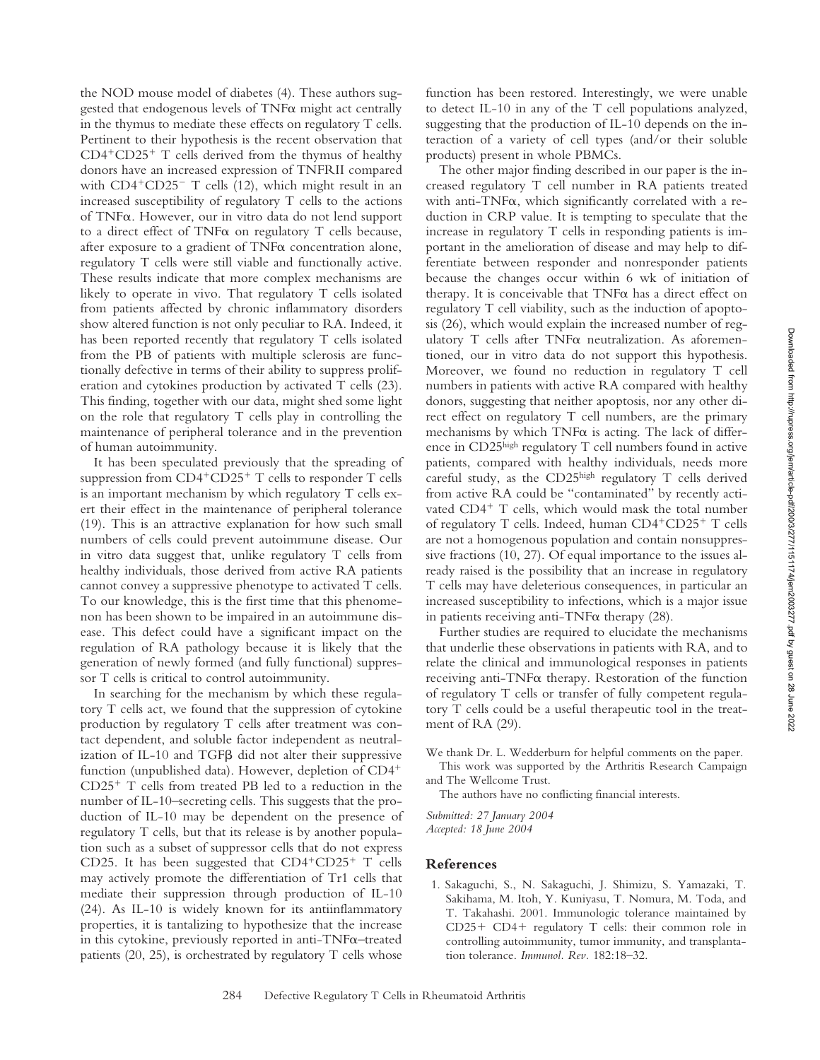the NOD mouse model of diabetes (4). These authors suggested that endogenous levels of TNFα might act centrally in the thymus to mediate these effects on regulatory T cells. Pertinent to their hypothesis is the recent observation that $CD4^+CD25^+$ T cells derived from the thymus of healthy donors have an increased expression of TNFRII compared with $CD4^+CD25^-$ T cells (12), which might result in an increased susceptibility of regulatory T cells to the actions of TNFα. However, our in vitro data do not lend support to a direct effect of TNFα on regulatory T cells because, after exposure to a gradient of TNFα concentration alone, regulatory T cells were still viable and functionally active. These results indicate that more complex mechanisms are likely to operate in vivo. That regulatory T cells isolated from patients affected by chronic inflammatory disorders show altered function is not only peculiar to RA. Indeed, it has been reported recently that regulatory T cells isolated from the PB of patients with multiple sclerosis are functionally defective in terms of their ability to suppress proliferation and cytokines production by activated T cells (23). This finding, together with our data, might shed some light on the role that regulatory T cells play in controlling the maintenance of peripheral tolerance and in the prevention of human autoimmunity.

It has been speculated previously that the spreading of suppression from $CD4^+CD25^+$ T cells to responder T cells is an important mechanism by which regulatory T cells exert their effect in the maintenance of peripheral tolerance (19). This is an attractive explanation for how such small numbers of cells could prevent autoimmune disease. Our in vitro data suggest that, unlike regulatory T cells from healthy individuals, those derived from active RA patients cannot convey a suppressive phenotype to activated T cells. To our knowledge, this is the first time that this phenomenon has been shown to be impaired in an autoimmune disease. This defect could have a significant impact on the regulation of RA pathology because it is likely that the generation of newly formed (and fully functional) suppressor T cells is critical to control autoimmunity.

In searching for the mechanism by which these regulatory T cells act, we found that the suppression of cytokine production by regulatory T cells after treatment was contact dependent, and soluble factor independent as neutralization of IL-10 and TGFβ did not alter their suppressive function (unpublished data). However, depletion of $CD4^+$ $CD25^+$ T cells from treated PB led to a reduction in the number of IL-10–secreting cells. This suggests that the production of IL-10 may be dependent on the presence of regulatory T cells, but that its release is by another population such as a subset of suppressor cells that do not express CD25. It has been suggested that $CD4^+CD25^+$ T cells may actively promote the differentiation of Tr1 cells that mediate their suppression through production of IL-10 (24). As IL-10 is widely known for its antiinflammatory properties, it is tantalizing to hypothesize that the increase in this cytokine, previously reported in anti-TNFα–treated patients (20, 25), is orchestrated by regulatory T cells whose function has been restored. Interestingly, we were unable to detect IL-10 in any of the T cell populations analyzed, suggesting that the production of IL-10 depends on the interaction of a variety of cell types (and/or their soluble products) present in whole PBMCs.

The other major finding described in our paper is the increased regulatory T cell number in RA patients treated with anti-TNFα, which significantly correlated with a reduction in CRP value. It is tempting to speculate that the increase in regulatory T cells in responding patients is important in the amelioration of disease and may help to differentiate between responder and nonresponder patients because the changes occur within 6 wk of initiation of therapy. It is conceivable that TNFα has a direct effect on regulatory T cell viability, such as the induction of apoptosis (26), which would explain the increased number of regulatory T cells after TNFα neutralization. As aforementioned, our in vitro data do not support this hypothesis. Moreover, we found no reduction in regulatory T cell numbers in patients with active RA compared with healthy donors, suggesting that neither apoptosis, nor any other direct effect on regulatory T cell numbers, are the primary mechanisms by which TNFα is acting. The lack of difference in $CD25^{high}$ regulatory T cell numbers found in active patients, compared with healthy individuals, needs more careful study, as the $CD25^{high}$ regulatory T cells derived from active RA could be "contaminated" by recently activated $CD4^+$ T cells, which would mask the total number of regulatory T cells. Indeed, human $CD4^+CD25^+$ T cells are not a homogenous population and contain nonsuppressive fractions (10, 27). Of equal importance to the issues already raised is the possibility that an increase in regulatory T cells may have deleterious consequences, in particular an increased susceptibility to infections, which is a major issue in patients receiving anti-TNFα therapy (28).

Further studies are required to elucidate the mechanisms that underlie these observations in patients with RA, and to relate the clinical and immunological responses in patients receiving anti-TNFα therapy. Restoration of the function of regulatory T cells or transfer of fully competent regulatory T cells could be a useful therapeutic tool in the treatment of RA (29).

We thank Dr. L. Wedderburn for helpful comments on the paper.

This work was supported by the Arthritis Research Campaign and The Wellcome Trust.

The authors have no conflicting financial interests.

*Submitted: 27 January 2004*
*Accepted: 18 June 2004*

## References

1. Sakaguchi, S., N. Sakaguchi, J. Shimizu, S. Yamazaki, T. Sakihama, M. Itoh, Y. Kuniyasu, T. Nomura, M. Toda, and T. Takahashi. 2001. Immunologic tolerance maintained by CD25+ CD4+ regulatory T cells: their common role in controlling autoimmunity, tumor immunity, and transplantation tolerance. *Immunol. Rev.* 182:18–32.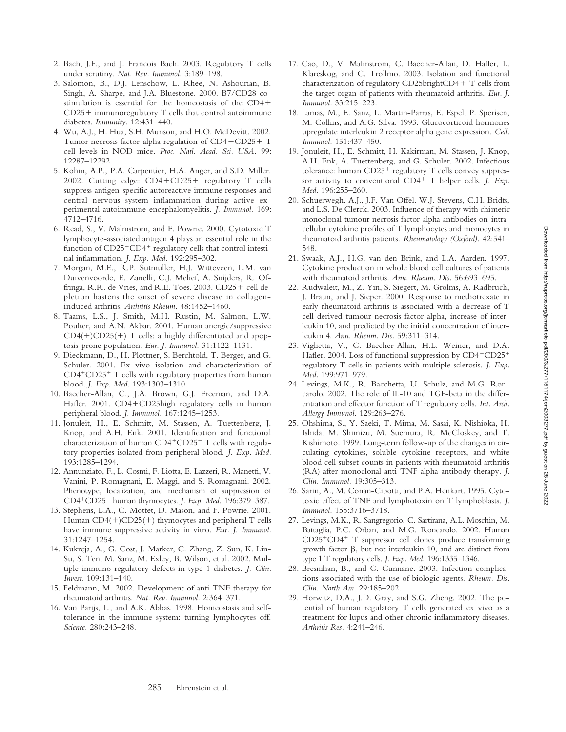2. Bach, J.F., and J. Francois Bach. 2003. Regulatory T cells under scrutiny. *Nat. Rev. Immunol.* 3:189–198.
3. Salomon, B., D.J. Lenschow, L. Rhee, N. Ashourian, B. Singh, A. Sharpe, and J.A. Bluestone. 2000. B7/CD28 costimulation is essential for the homeostasis of the CD4+CD25+ immunoregulatory T cells that control autoimmune diabetes. *Immunity.* 12:431–440.
4. Wu, A.J., H. Hua, S.H. Munson, and H.O. McDevitt. 2002. Tumor necrosis factor-alpha regulation of CD4+CD25+ T cell levels in NOD mice. *Proc. Natl. Acad. Sci. USA.* 99: 12287–12292.
5. Kohm, A.P., P.A. Carpentier, H.A. Anger, and S.D. Miller. 2002. Cutting edge: CD4+CD25+ regulatory T cells suppress antigen-specific autoreactive immune responses and central nervous system inflammation during active experimental autoimmune encephalomyelitis. *J. Immunol.* 169: 4712–4716.
6. Read, S., V. Malmstrom, and F. Powrie. 2000. Cytotoxic T lymphocyte-associated antigen 4 plays an essential role in the function of $CD25^+CD4^+$ regulatory cells that control intestinal inflammation. *J. Exp. Med.* 192:295–302.
7. Morgan, M.E., R.P. Sutmuller, H.J. Witteveen, L.M. van Duivenvoorde, E. Zanelli, C.J. Melief, A. Snijders, R. Offringa, R.R. de Vries, and R.E. Toes. 2003. CD25+ cell depletion hastens the onset of severe disease in collagen-induced arthritis. *Arthritis Rheum.* 48:1452–1460.
8. Taams, L.S., J. Smith, M.H. Rustin, M. Salmon, L.W. Poulter, and A.N. Akbar. 2001. Human anergic/suppressive CD4(+)CD25(+) T cells: a highly differentiated and apoptosis-prone population. *Eur. J. Immunol.* 31:1122–1131.
9. Dieckmann, D., H. Plottner, S. Berchtold, T. Berger, and G. Schuler. 2001. Ex vivo isolation and characterization of $CD4^+CD25^+$ T cells with regulatory properties from human blood. *J. Exp. Med.* 193:1303–1310.
10. Baecher-Allan, C., J.A. Brown, G.J. Freeman, and D.A. Hafler. 2001. CD4+CD25high regulatory cells in human peripheral blood. *J. Immunol.* 167:1245–1253.
11. Jonuleit, H., E. Schmitt, M. Stassen, A. Tuettenberg, J. Knop, and A.H. Enk. 2001. Identification and functional characterization of human $CD4^+CD25^+$ T cells with regulatory properties isolated from peripheral blood. *J. Exp. Med.* 193:1285–1294.
12. Annunziato, F., L. Cosmi, F. Liotta, E. Lazzeri, R. Manetti, V. Vanini, P. Romagnani, E. Maggi, and S. Romagnani. 2002. Phenotype, localization, and mechanism of suppression of $CD4^+CD25^+$ human thymocytes. *J. Exp. Med.* 196:379–387.
13. Stephens, L.A., C. Mottet, D. Mason, and F. Powrie. 2001. Human CD4(+)CD25(+) thymocytes and peripheral T cells have immune suppressive activity in vitro. *Eur. J. Immunol.* 31:1247–1254.
14. Kukreja, A., G. Cost, J. Marker, C. Zhang, Z. Sun, K. Lin-Su, S. Ten, M. Sanz, M. Exley, B. Wilson, et al. 2002. Multiple immuno-regulatory defects in type-1 diabetes. *J. Clin. Invest.* 109:131–140.
15. Feldmann, M. 2002. Development of anti-TNF therapy for rheumatoid arthritis. *Nat. Rev. Immunol.* 2:364–371.
16. Van Parijs, L., and A.K. Abbas. 1998. Homeostasis and self-tolerance in the immune system: turning lymphocytes off. *Science.* 280:243–248.
17. Cao, D., V. Malmstrom, C. Baecher-Allan, D. Hafler, L. Klareskog, and C. Trollmo. 2003. Isolation and functional characterization of regulatory CD25brightCD4+ T cells from the target organ of patients with rheumatoid arthritis. *Eur. J. Immunol.* 33:215–223.
18. Lamas, M., E. Sanz, L. Martin-Parras, E. Espel, P. Sperisen, M. Collins, and A.G. Silva. 1993. Glucocorticoid hormones upregulate interleukin 2 receptor alpha gene expression. *Cell. Immunol.* 151:437–450.
19. Jonuleit, H., E. Schmitt, H. Kakirman, M. Stassen, J. Knop, A.H. Enk, A. Tuettenberg, and G. Schuler. 2002. Infectious tolerance: human $CD25^+$ regulatory T cells convey suppressor activity to conventional $CD4^+$ T helper cells. *J. Exp. Med.* 196:255–260.
20. Schuerwegh, A.J., J.F. Van Offel, W.J. Stevens, C.H. Bridts, and L.S. De Clerck. 2003. Influence of therapy with chimeric monoclonal tumour necrosis factor-alpha antibodies on intracellular cytokine profiles of T lymphocytes and monocytes in rheumatoid arthritis patients. *Rheumatology (Oxford).* 42:541–548.
21. Swaak, A.J., H.G. van den Brink, and L.A. Aarden. 1997. Cytokine production in whole blood cell cultures of patients with rheumatoid arthritis. *Ann. Rheum. Dis.* 56:693–695.
22. Rudwaleit, M., Z. Yin, S. Siegert, M. Grolms, A. Radbruch, J. Braun, and J. Sieper. 2000. Response to methotrexate in early rheumatoid arthritis is associated with a decrease of T cell derived tumour necrosis factor alpha, increase of interleukin 10, and predicted by the initial concentration of interleukin 4. *Ann. Rheum. Dis.* 59:311–314.
23. Viglietta, V., C. Baecher-Allan, H.L. Weiner, and D.A. Hafler. 2004. Loss of functional suppression by $CD4^+CD25^+$ regulatory T cells in patients with multiple sclerosis. *J. Exp. Med.* 199:971–979.
24. Levings, M.K., R. Bacchetta, U. Schulz, and M.G. Roncarolo. 2002. The role of IL-10 and TGF-beta in the differentiation and effector function of T regulatory cells. *Int. Arch. Allergy Immunol.* 129:263–276.
25. Ohshima, S., Y. Saeki, T. Mima, M. Sasai, K. Nishioka, H. Ishida, M. Shimizu, M. Suemura, R. McCloskey, and T. Kishimoto. 1999. Long-term follow-up of the changes in circulating cytokines, soluble cytokine receptors, and white blood cell subset counts in patients with rheumatoid arthritis (RA) after monoclonal anti-TNF alpha antibody therapy. *J. Clin. Immunol.* 19:305–313.
26. Sarin, A., M. Conan-Cibotti, and P.A. Henkart. 1995. Cytotoxic effect of TNF and lymphotoxin on T lymphoblasts. *J. Immunol.* 155:3716–3718.
27. Levings, M.K., R. Sangregorio, C. Sartirana, A.L. Moschin, M. Battaglia, P.C. Orban, and M.G. Roncarolo. 2002. Human $CD25^+CD4^+$ T suppressor cell clones produce transforming growth factor β, but not interleukin 10, and are distinct from type 1 T regulatory cells. *J. Exp. Med.* 196:1335–1346.
28. Bresnihan, B., and G. Cunnane. 2003. Infection complications associated with the use of biologic agents. *Rheum. Dis. Clin. North Am.* 29:185–202.
29. Horwitz, D.A., J.D. Gray, and S.G. Zheng. 2002. The potential of human regulatory T cells generated ex vivo as a treatment for lupus and other chronic inflammatory diseases. *Arthritis Res.* 4:241–246.